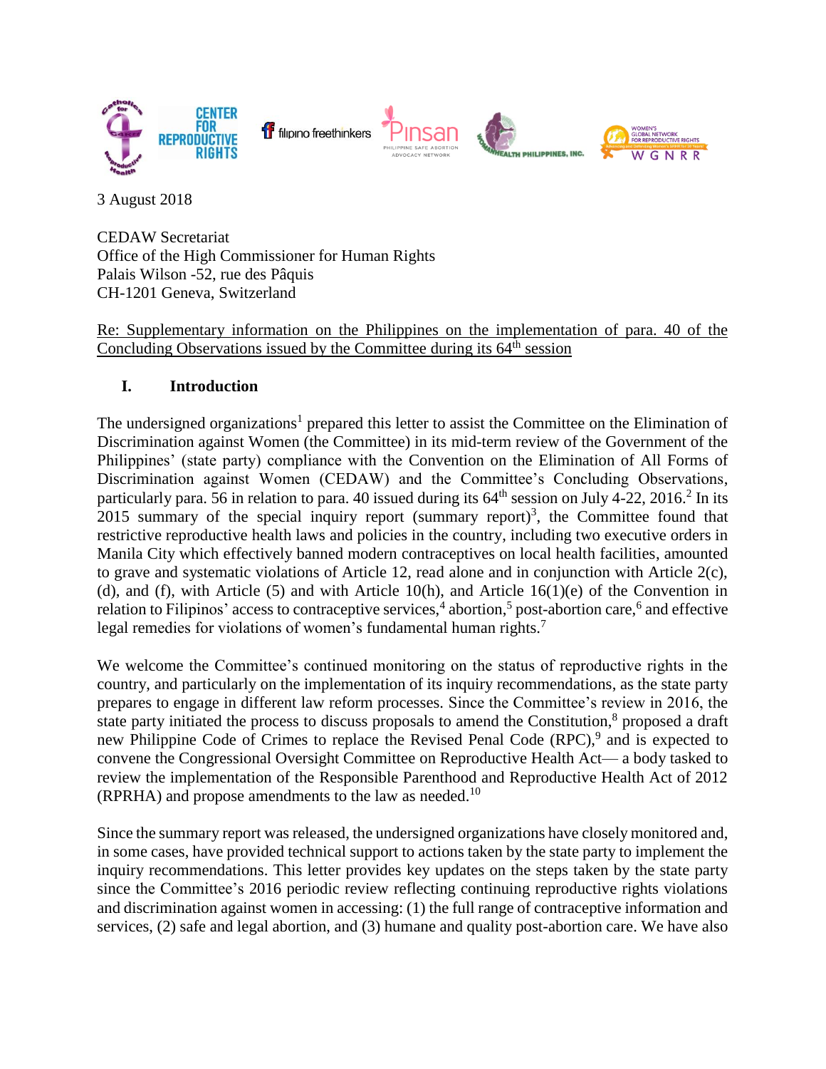3 August 2018

CEDAW Secretariat
Office of the High Commissioner for Human Rights
Palais Wilson -52, rue des Pâquis
CH-1201 Geneva, Switzerland

Re: Supplementary information on the Philippines on the implementation of para. 40 of the Concluding Observations issued by the Committee during its 64th session

## I. Introduction

The undersigned organizations[1] prepared this letter to assist the Committee on the Elimination of Discrimination against Women (the Committee) in its mid-term review of the Government of the Philippines' (state party) compliance with the Convention on the Elimination of All Forms of Discrimination against Women (CEDAW) and the Committee's Concluding Observations, particularly para. 56 in relation to para. 40 issued during its 64th session on July 4-22, 2016.[2] In its 2015 summary of the special inquiry report (summary report)[3], the Committee found that restrictive reproductive health laws and policies in the country, including two executive orders in Manila City which effectively banned modern contraceptives on local health facilities, amounted to grave and systematic violations of Article 12, read alone and in conjunction with Article 2(c), (d), and (f), with Article (5) and with Article 10(h), and Article 16(1)(e) of the Convention in relation to Filipinos' access to contraceptive services,[4] abortion,[5] post-abortion care,[6] and effective legal remedies for violations of women's fundamental human rights.[7]

We welcome the Committee's continued monitoring on the status of reproductive rights in the country, and particularly on the implementation of its inquiry recommendations, as the state party prepares to engage in different law reform processes. Since the Committee's review in 2016, the state party initiated the process to discuss proposals to amend the Constitution,[8] proposed a draft new Philippine Code of Crimes to replace the Revised Penal Code (RPC),[9] and is expected to convene the Congressional Oversight Committee on Reproductive Health Act— a body tasked to review the implementation of the Responsible Parenthood and Reproductive Health Act of 2012 (RPRHA) and propose amendments to the law as needed.[10]

Since the summary report was released, the undersigned organizations have closely monitored and, in some cases, have provided technical support to actions taken by the state party to implement the inquiry recommendations. This letter provides key updates on the steps taken by the state party since the Committee's 2016 periodic review reflecting continuing reproductive rights violations and discrimination against women in accessing: (1) the full range of contraceptive information and services, (2) safe and legal abortion, and (3) humane and quality post-abortion care. We have also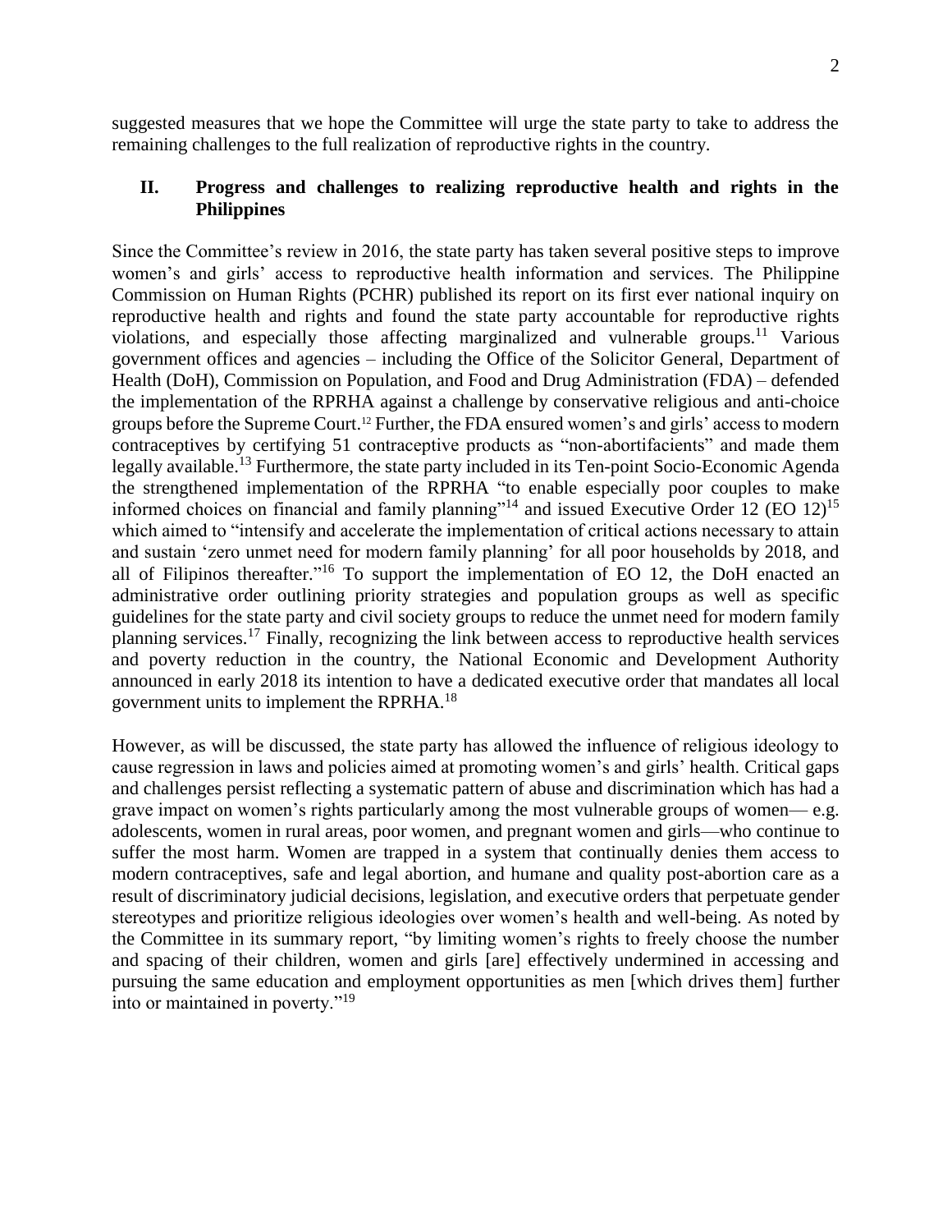suggested measures that we hope the Committee will urge the state party to take to address the remaining challenges to the full realization of reproductive rights in the country.

## II. Progress and challenges to realizing reproductive health and rights in the Philippines

Since the Committee's review in 2016, the state party has taken several positive steps to improve women's and girls' access to reproductive health information and services. The Philippine Commission on Human Rights (PCHR) published its report on its first ever national inquiry on reproductive health and rights and found the state party accountable for reproductive rights violations, and especially those affecting marginalized and vulnerable groups.[11] Various government offices and agencies – including the Office of the Solicitor General, Department of Health (DoH), Commission on Population, and Food and Drug Administration (FDA) – defended the implementation of the RPRHA against a challenge by conservative religious and anti-choice groups before the Supreme Court.[12] Further, the FDA ensured women's and girls' access to modern contraceptives by certifying 51 contraceptive products as "non-abortifacients" and made them legally available.[13] Furthermore, the state party included in its Ten-point Socio-Economic Agenda the strengthened implementation of the RPRHA "to enable especially poor couples to make informed choices on financial and family planning"[14] and issued Executive Order 12 (EO 12)[15] which aimed to "intensify and accelerate the implementation of critical actions necessary to attain and sustain 'zero unmet need for modern family planning' for all poor households by 2018, and all of Filipinos thereafter."[16] To support the implementation of EO 12, the DoH enacted an administrative order outlining priority strategies and population groups as well as specific guidelines for the state party and civil society groups to reduce the unmet need for modern family planning services.[17] Finally, recognizing the link between access to reproductive health services and poverty reduction in the country, the National Economic and Development Authority announced in early 2018 its intention to have a dedicated executive order that mandates all local government units to implement the RPRHA.[18]

However, as will be discussed, the state party has allowed the influence of religious ideology to cause regression in laws and policies aimed at promoting women's and girls' health. Critical gaps and challenges persist reflecting a systematic pattern of abuse and discrimination which has had a grave impact on women's rights particularly among the most vulnerable groups of women— e.g. adolescents, women in rural areas, poor women, and pregnant women and girls—who continue to suffer the most harm. Women are trapped in a system that continually denies them access to modern contraceptives, safe and legal abortion, and humane and quality post-abortion care as a result of discriminatory judicial decisions, legislation, and executive orders that perpetuate gender stereotypes and prioritize religious ideologies over women's health and well-being. As noted by the Committee in its summary report, "by limiting women's rights to freely choose the number and spacing of their children, women and girls [are] effectively undermined in accessing and pursuing the same education and employment opportunities as men [which drives them] further into or maintained in poverty."[19]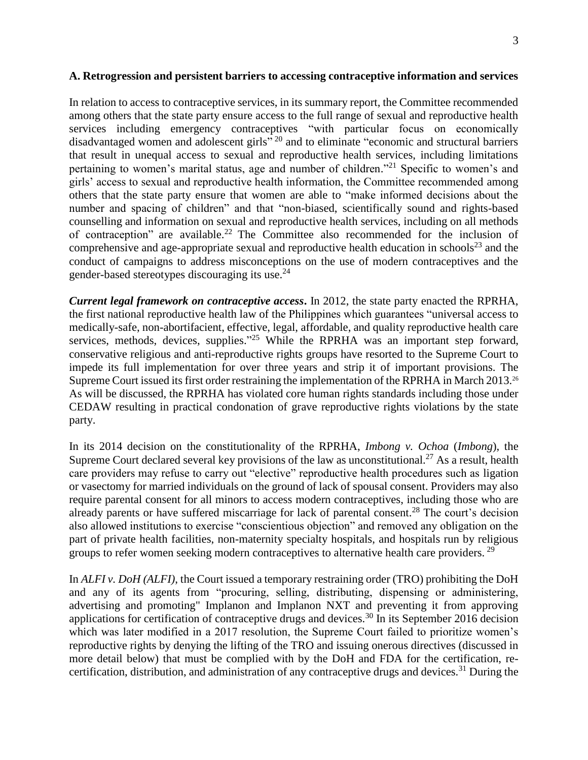**A. Retrogression and persistent barriers to accessing contraceptive information and services**

In relation to access to contraceptive services, in its summary report, the Committee recommended among others that the state party ensure access to the full range of sexual and reproductive health services including emergency contraceptives "with particular focus on economically disadvantaged women and adolescent girls"[20] and to eliminate "economic and structural barriers that result in unequal access to sexual and reproductive health services, including limitations pertaining to women's marital status, age and number of children."[21] Specific to women's and girls' access to sexual and reproductive health information, the Committee recommended among others that the state party ensure that women are able to "make informed decisions about the number and spacing of children" and that "non-biased, scientifically sound and rights-based counselling and information on sexual and reproductive health services, including on all methods of contraception" are available.[22] The Committee also recommended for the inclusion of comprehensive and age-appropriate sexual and reproductive health education in schools[23] and the conduct of campaigns to address misconceptions on the use of modern contraceptives and the gender-based stereotypes discouraging its use.[24]

***Current legal framework on contraceptive access*****.** In 2012, the state party enacted the RPRHA, the first national reproductive health law of the Philippines which guarantees "universal access to medically-safe, non-abortifacient, effective, legal, affordable, and quality reproductive health care services, methods, devices, supplies."[25] While the RPRHA was an important step forward, conservative religious and anti-reproductive rights groups have resorted to the Supreme Court to impede its full implementation for over three years and strip it of important provisions. The Supreme Court issued its first order restraining the implementation of the RPRHA in March 2013.[26] As will be discussed, the RPRHA has violated core human rights standards including those under CEDAW resulting in practical condonation of grave reproductive rights violations by the state party.

In its 2014 decision on the constitutionality of the RPRHA, *Imbong v. Ochoa* (*Imbong*), the Supreme Court declared several key provisions of the law as unconstitutional.[27] As a result, health care providers may refuse to carry out "elective" reproductive health procedures such as ligation or vasectomy for married individuals on the ground of lack of spousal consent. Providers may also require parental consent for all minors to access modern contraceptives, including those who are already parents or have suffered miscarriage for lack of parental consent.[28] The court's decision also allowed institutions to exercise "conscientious objection" and removed any obligation on the part of private health facilities, non-maternity specialty hospitals, and hospitals run by religious groups to refer women seeking modern contraceptives to alternative health care providers.[29]

In *ALFI v. DoH (ALFI)*, the Court issued a temporary restraining order (TRO) prohibiting the DoH and any of its agents from "procuring, selling, distributing, dispensing or administering, advertising and promoting" Implanon and Implanon NXT and preventing it from approving applications for certification of contraceptive drugs and devices.[30] In its September 2016 decision which was later modified in a 2017 resolution, the Supreme Court failed to prioritize women's reproductive rights by denying the lifting of the TRO and issuing onerous directives (discussed in more detail below) that must be complied with by the DoH and FDA for the certification, re-certification, distribution, and administration of any contraceptive drugs and devices.[31] During the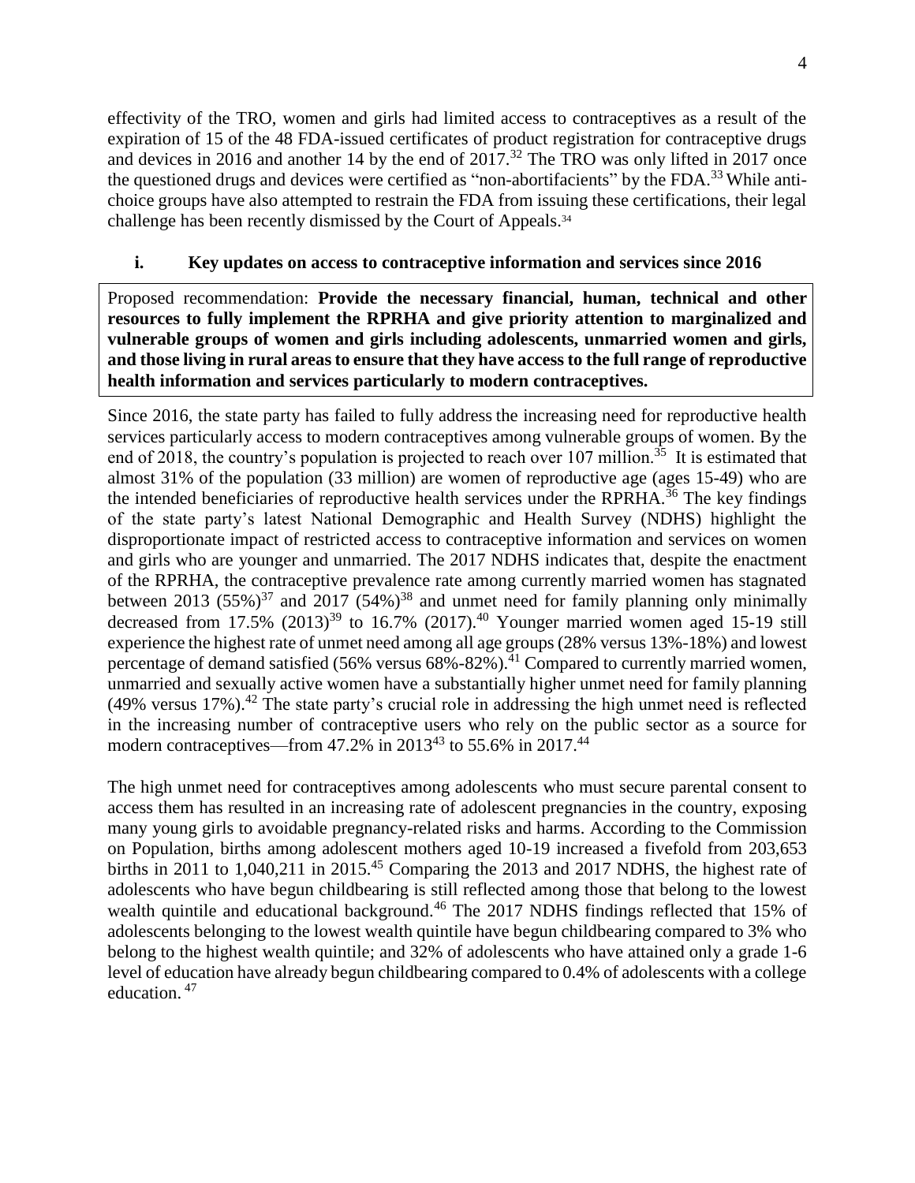effectivity of the TRO, women and girls had limited access to contraceptives as a result of the expiration of 15 of the 48 FDA-issued certificates of product registration for contraceptive drugs and devices in 2016 and another 14 by the end of 2017.[32] The TRO was only lifted in 2017 once the questioned drugs and devices were certified as "non-abortifacients" by the FDA.[33] While anti-choice groups have also attempted to restrain the FDA from issuing these certifications, their legal challenge has been recently dismissed by the Court of Appeals.[34]

### i. Key updates on access to contraceptive information and services since 2016

> Proposed recommendation: **Provide the necessary financial, human, technical and other resources to fully implement the RPRHA and give priority attention to marginalized and vulnerable groups of women and girls including adolescents, unmarried women and girls, and those living in rural areas to ensure that they have access to the full range of reproductive health information and services particularly to modern contraceptives.**

Since 2016, the state party has failed to fully address the increasing need for reproductive health services particularly access to modern contraceptives among vulnerable groups of women. By the end of 2018, the country's population is projected to reach over 107 million.[35] It is estimated that almost 31% of the population (33 million) are women of reproductive age (ages 15-49) who are the intended beneficiaries of reproductive health services under the RPRHA.[36] The key findings of the state party's latest National Demographic and Health Survey (NDHS) highlight the disproportionate impact of restricted access to contraceptive information and services on women and girls who are younger and unmarried. The 2017 NDHS indicates that, despite the enactment of the RPRHA, the contraceptive prevalence rate among currently married women has stagnated between 2013 (55%)[37] and 2017 (54%)[38] and unmet need for family planning only minimally decreased from 17.5% (2013)[39] to 16.7% (2017).[40] Younger married women aged 15-19 still experience the highest rate of unmet need among all age groups (28% versus 13%-18%) and lowest percentage of demand satisfied (56% versus 68%-82%).[41] Compared to currently married women, unmarried and sexually active women have a substantially higher unmet need for family planning (49% versus 17%).[42] The state party's crucial role in addressing the high unmet need is reflected in the increasing number of contraceptive users who rely on the public sector as a source for modern contraceptives—from 47.2% in 2013[43] to 55.6% in 2017.[44]

The high unmet need for contraceptives among adolescents who must secure parental consent to access them has resulted in an increasing rate of adolescent pregnancies in the country, exposing many young girls to avoidable pregnancy-related risks and harms. According to the Commission on Population, births among adolescent mothers aged 10-19 increased a fivefold from 203,653 births in 2011 to 1,040,211 in 2015.[45] Comparing the 2013 and 2017 NDHS, the highest rate of adolescents who have begun childbearing is still reflected among those that belong to the lowest wealth quintile and educational background.[46] The 2017 NDHS findings reflected that 15% of adolescents belonging to the lowest wealth quintile have begun childbearing compared to 3% who belong to the highest wealth quintile; and 32% of adolescents who have attained only a grade 1-6 level of education have already begun childbearing compared to 0.4% of adolescents with a college education.[47]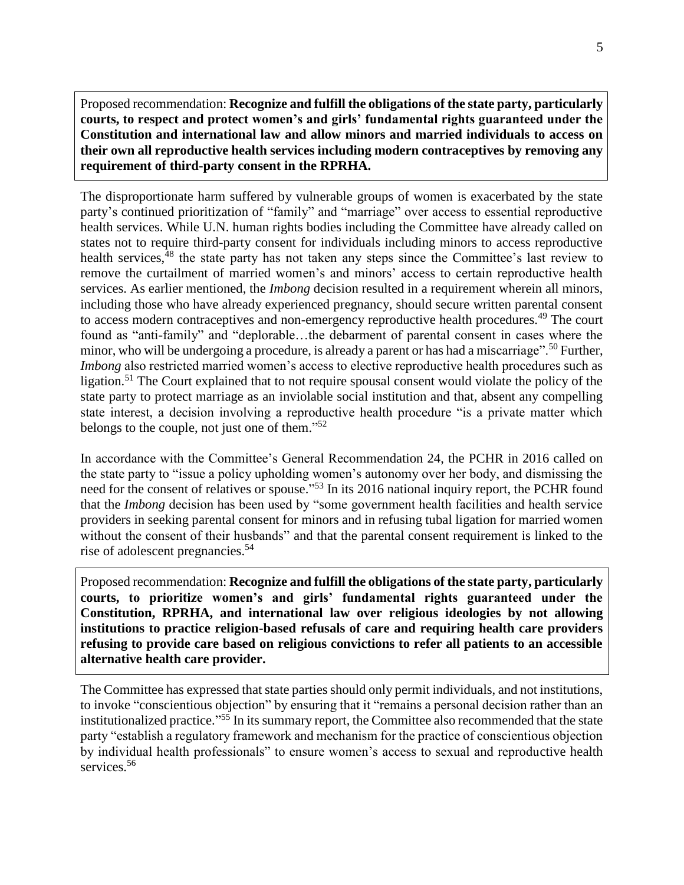Proposed recommendation: **Recognize and fulfill the obligations of the state party, particularly courts, to respect and protect women's and girls' fundamental rights guaranteed under the Constitution and international law and allow minors and married individuals to access on their own all reproductive health services including modern contraceptives by removing any requirement of third-party consent in the RPRHA.**

The disproportionate harm suffered by vulnerable groups of women is exacerbated by the state party's continued prioritization of "family" and "marriage" over access to essential reproductive health services. While U.N. human rights bodies including the Committee have already called on states not to require third-party consent for individuals including minors to access reproductive health services,[48] the state party has not taken any steps since the Committee's last review to remove the curtailment of married women's and minors' access to certain reproductive health services. As earlier mentioned, the *Imbong* decision resulted in a requirement wherein all minors, including those who have already experienced pregnancy, should secure written parental consent to access modern contraceptives and non-emergency reproductive health procedures.[49] The court found as "anti-family" and "deplorable…the debarment of parental consent in cases where the minor, who will be undergoing a procedure, is already a parent or has had a miscarriage".[50] Further, *Imbong* also restricted married women's access to elective reproductive health procedures such as ligation.[51] The Court explained that to not require spousal consent would violate the policy of the state party to protect marriage as an inviolable social institution and that, absent any compelling state interest, a decision involving a reproductive health procedure "is a private matter which belongs to the couple, not just one of them."[52]

In accordance with the Committee's General Recommendation 24, the PCHR in 2016 called on the state party to "issue a policy upholding women's autonomy over her body, and dismissing the need for the consent of relatives or spouse."[53] In its 2016 national inquiry report, the PCHR found that the *Imbong* decision has been used by "some government health facilities and health service providers in seeking parental consent for minors and in refusing tubal ligation for married women without the consent of their husbands" and that the parental consent requirement is linked to the rise of adolescent pregnancies.[54]

Proposed recommendation: **Recognize and fulfill the obligations of the state party, particularly courts, to prioritize women's and girls' fundamental rights guaranteed under the Constitution, RPRHA, and international law over religious ideologies by not allowing institutions to practice religion-based refusals of care and requiring health care providers refusing to provide care based on religious convictions to refer all patients to an accessible alternative health care provider.**

The Committee has expressed that state parties should only permit individuals, and not institutions, to invoke "conscientious objection" by ensuring that it "remains a personal decision rather than an institutionalized practice."[55] In its summary report, the Committee also recommended that the state party "establish a regulatory framework and mechanism for the practice of conscientious objection by individual health professionals" to ensure women's access to sexual and reproductive health services.[56]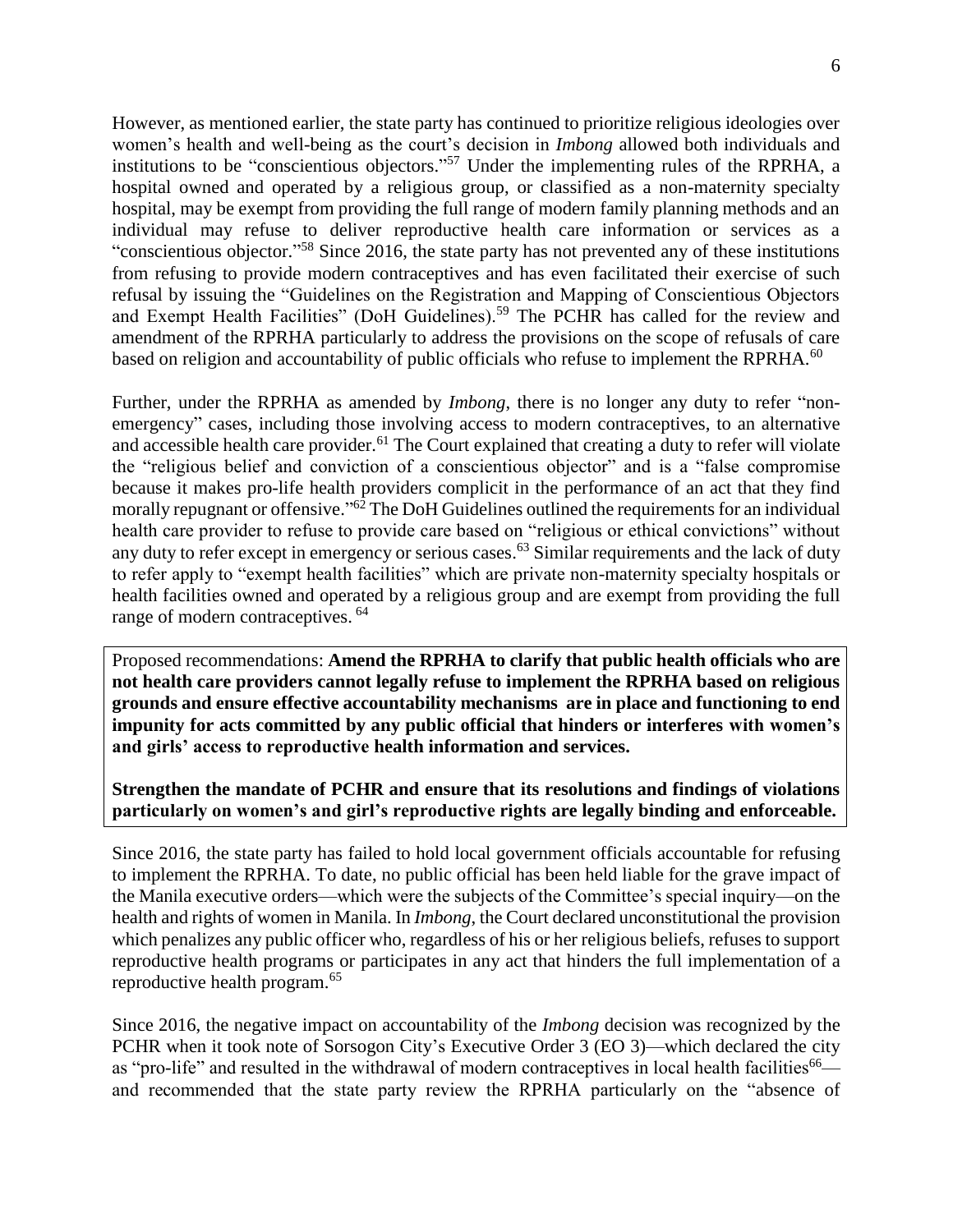However, as mentioned earlier, the state party has continued to prioritize religious ideologies over women's health and well-being as the court's decision in *Imbong* allowed both individuals and institutions to be "conscientious objectors."[57] Under the implementing rules of the RPRHA, a hospital owned and operated by a religious group, or classified as a non-maternity specialty hospital, may be exempt from providing the full range of modern family planning methods and an individual may refuse to deliver reproductive health care information or services as a "conscientious objector."[58] Since 2016, the state party has not prevented any of these institutions from refusing to provide modern contraceptives and has even facilitated their exercise of such refusal by issuing the "Guidelines on the Registration and Mapping of Conscientious Objectors and Exempt Health Facilities" (DoH Guidelines).[59] The PCHR has called for the review and amendment of the RPRHA particularly to address the provisions on the scope of refusals of care based on religion and accountability of public officials who refuse to implement the RPRHA.[60]

Further, under the RPRHA as amended by *Imbong*, there is no longer any duty to refer "non-emergency" cases, including those involving access to modern contraceptives, to an alternative and accessible health care provider.[61] The Court explained that creating a duty to refer will violate the "religious belief and conviction of a conscientious objector" and is a "false compromise because it makes pro-life health providers complicit in the performance of an act that they find morally repugnant or offensive."[62] The DoH Guidelines outlined the requirements for an individual health care provider to refuse to provide care based on "religious or ethical convictions" without any duty to refer except in emergency or serious cases.[63] Similar requirements and the lack of duty to refer apply to "exempt health facilities" which are private non-maternity specialty hospitals or health facilities owned and operated by a religious group and are exempt from providing the full range of modern contraceptives.[64]

Proposed recommendations: **Amend the RPRHA to clarify that public health officials who are not health care providers cannot legally refuse to implement the RPRHA based on religious grounds and ensure effective accountability mechanisms are in place and functioning to end impunity for acts committed by any public official that hinders or interferes with women's and girls' access to reproductive health information and services.**

**Strengthen the mandate of PCHR and ensure that its resolutions and findings of violations particularly on women's and girl's reproductive rights are legally binding and enforceable.**

Since 2016, the state party has failed to hold local government officials accountable for refusing to implement the RPRHA. To date, no public official has been held liable for the grave impact of the Manila executive orders—which were the subjects of the Committee's special inquiry—on the health and rights of women in Manila. In *Imbong*, the Court declared unconstitutional the provision which penalizes any public officer who, regardless of his or her religious beliefs, refuses to support reproductive health programs or participates in any act that hinders the full implementation of a reproductive health program.[65]

Since 2016, the negative impact on accountability of the *Imbong* decision was recognized by the PCHR when it took note of Sorsogon City's Executive Order 3 (EO 3)—which declared the city as "pro-life" and resulted in the withdrawal of modern contraceptives in local health facilities[66]—and recommended that the state party review the RPRHA particularly on the "absence of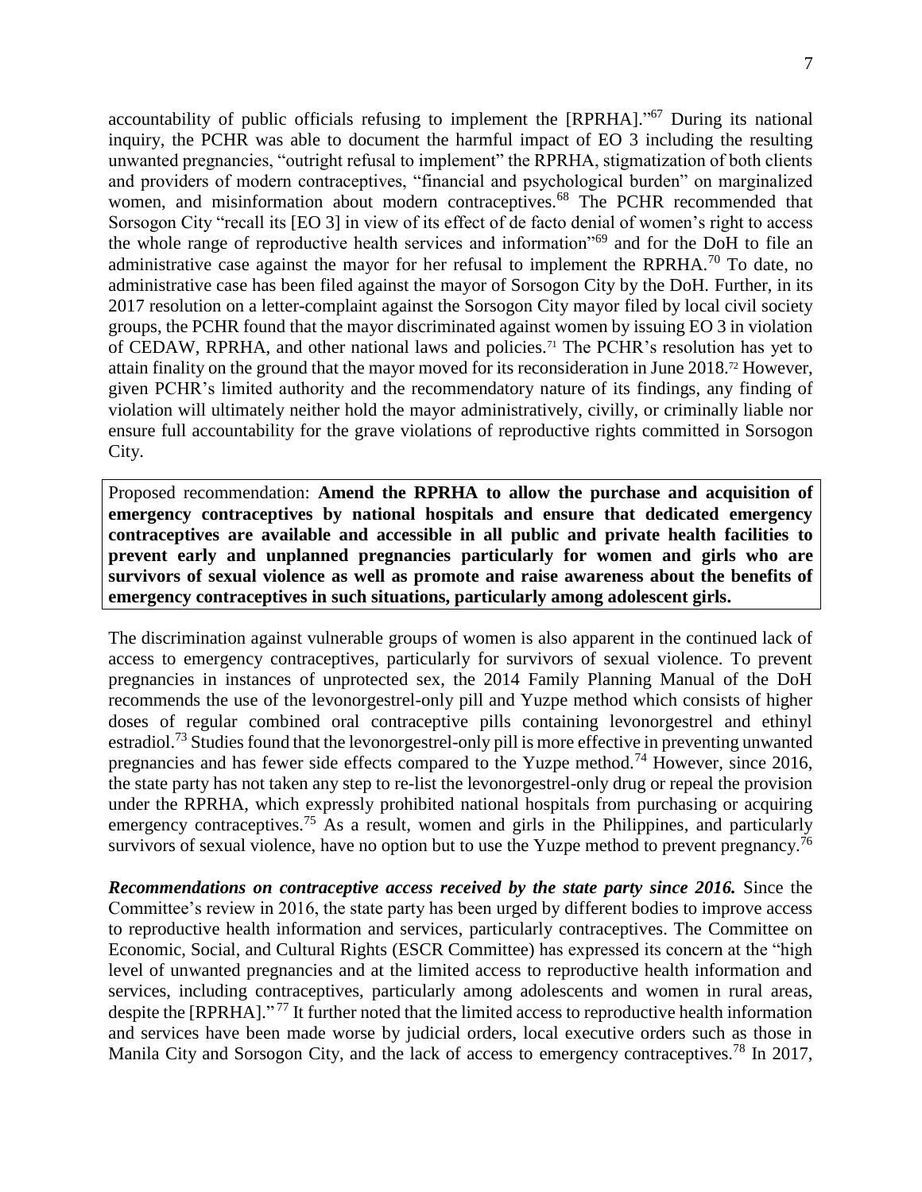accountability of public officials refusing to implement the [RPRHA]."[67] During its national inquiry, the PCHR was able to document the harmful impact of EO 3 including the resulting unwanted pregnancies, "outright refusal to implement" the RPRHA, stigmatization of both clients and providers of modern contraceptives, "financial and psychological burden" on marginalized women, and misinformation about modern contraceptives.[68] The PCHR recommended that Sorsogon City "recall its [EO 3] in view of its effect of de facto denial of women's right to access the whole range of reproductive health services and information"[69] and for the DoH to file an administrative case against the mayor for her refusal to implement the RPRHA.[70] To date, no administrative case has been filed against the mayor of Sorsogon City by the DoH. Further, in its 2017 resolution on a letter-complaint against the Sorsogon City mayor filed by local civil society groups, the PCHR found that the mayor discriminated against women by issuing EO 3 in violation of CEDAW, RPRHA, and other national laws and policies.[71] The PCHR's resolution has yet to attain finality on the ground that the mayor moved for its reconsideration in June 2018.[72] However, given PCHR's limited authority and the recommendatory nature of its findings, any finding of violation will ultimately neither hold the mayor administratively, civilly, or criminally liable nor ensure full accountability for the grave violations of reproductive rights committed in Sorsogon City.

Proposed recommendation: **Amend the RPRHA to allow the purchase and acquisition of emergency contraceptives by national hospitals and ensure that dedicated emergency contraceptives are available and accessible in all public and private health facilities to prevent early and unplanned pregnancies particularly for women and girls who are survivors of sexual violence as well as promote and raise awareness about the benefits of emergency contraceptives in such situations, particularly among adolescent girls.**

The discrimination against vulnerable groups of women is also apparent in the continued lack of access to emergency contraceptives, particularly for survivors of sexual violence. To prevent pregnancies in instances of unprotected sex, the 2014 Family Planning Manual of the DoH recommends the use of the levonorgestrel-only pill and Yuzpe method which consists of higher doses of regular combined oral contraceptive pills containing levonorgestrel and ethinyl estradiol.[73] Studies found that the levonorgestrel-only pill is more effective in preventing unwanted pregnancies and has fewer side effects compared to the Yuzpe method.[74] However, since 2016, the state party has not taken any step to re-list the levonorgestrel-only drug or repeal the provision under the RPRHA, which expressly prohibited national hospitals from purchasing or acquiring emergency contraceptives.[75] As a result, women and girls in the Philippines, and particularly survivors of sexual violence, have no option but to use the Yuzpe method to prevent pregnancy.[76]

***Recommendations on contraceptive access received by the state party since 2016.*** Since the Committee's review in 2016, the state party has been urged by different bodies to improve access to reproductive health information and services, particularly contraceptives. The Committee on Economic, Social, and Cultural Rights (ESCR Committee) has expressed its concern at the "high level of unwanted pregnancies and at the limited access to reproductive health information and services, including contraceptives, particularly among adolescents and women in rural areas, despite the [RPRHA]."[77] It further noted that the limited access to reproductive health information and services have been made worse by judicial orders, local executive orders such as those in Manila City and Sorsogon City, and the lack of access to emergency contraceptives.[78] In 2017,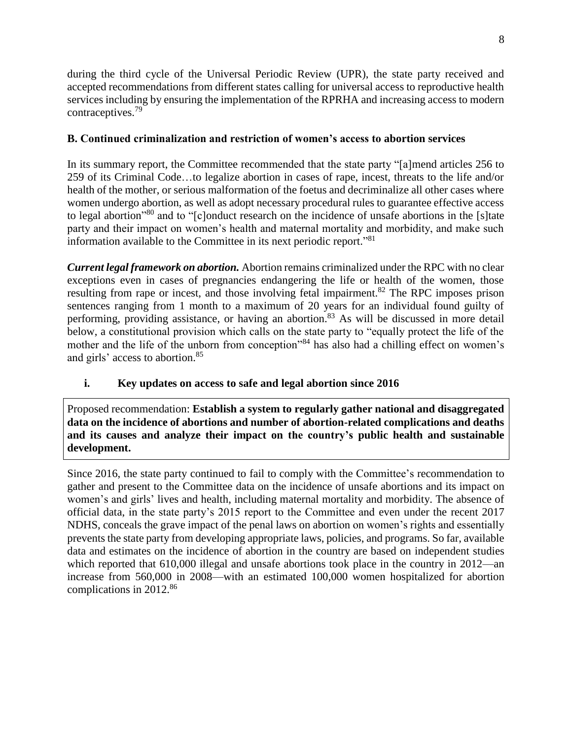during the third cycle of the Universal Periodic Review (UPR), the state party received and accepted recommendations from different states calling for universal access to reproductive health services including by ensuring the implementation of the RPRHA and increasing access to modern contraceptives.[79]

### B. Continued criminalization and restriction of women's access to abortion services

In its summary report, the Committee recommended that the state party "[a]mend articles 256 to 259 of its Criminal Code…to legalize abortion in cases of rape, incest, threats to the life and/or health of the mother, or serious malformation of the foetus and decriminalize all other cases where women undergo abortion, as well as adopt necessary procedural rules to guarantee effective access to legal abortion"[80] and to "[c]onduct research on the incidence of unsafe abortions in the [s]tate party and their impact on women's health and maternal mortality and morbidity, and make such information available to the Committee in its next periodic report."[81]

***Current legal framework on abortion.*** Abortion remains criminalized under the RPC with no clear exceptions even in cases of pregnancies endangering the life or health of the women, those resulting from rape or incest, and those involving fetal impairment.[82] The RPC imposes prison sentences ranging from 1 month to a maximum of 20 years for an individual found guilty of performing, providing assistance, or having an abortion.[83] As will be discussed in more detail below, a constitutional provision which calls on the state party to "equally protect the life of the mother and the life of the unborn from conception"[84] has also had a chilling effect on women's and girls' access to abortion.[85]

#### i. Key updates on access to safe and legal abortion since 2016

> Proposed recommendation: **Establish a system to regularly gather national and disaggregated data on the incidence of abortions and number of abortion-related complications and deaths and its causes and analyze their impact on the country's public health and sustainable development.**

Since 2016, the state party continued to fail to comply with the Committee's recommendation to gather and present to the Committee data on the incidence of unsafe abortions and its impact on women's and girls' lives and health, including maternal mortality and morbidity. The absence of official data, in the state party's 2015 report to the Committee and even under the recent 2017 NDHS, conceals the grave impact of the penal laws on abortion on women's rights and essentially prevents the state party from developing appropriate laws, policies, and programs. So far, available data and estimates on the incidence of abortion in the country are based on independent studies which reported that 610,000 illegal and unsafe abortions took place in the country in 2012—an increase from 560,000 in 2008—with an estimated 100,000 women hospitalized for abortion complications in 2012.[86]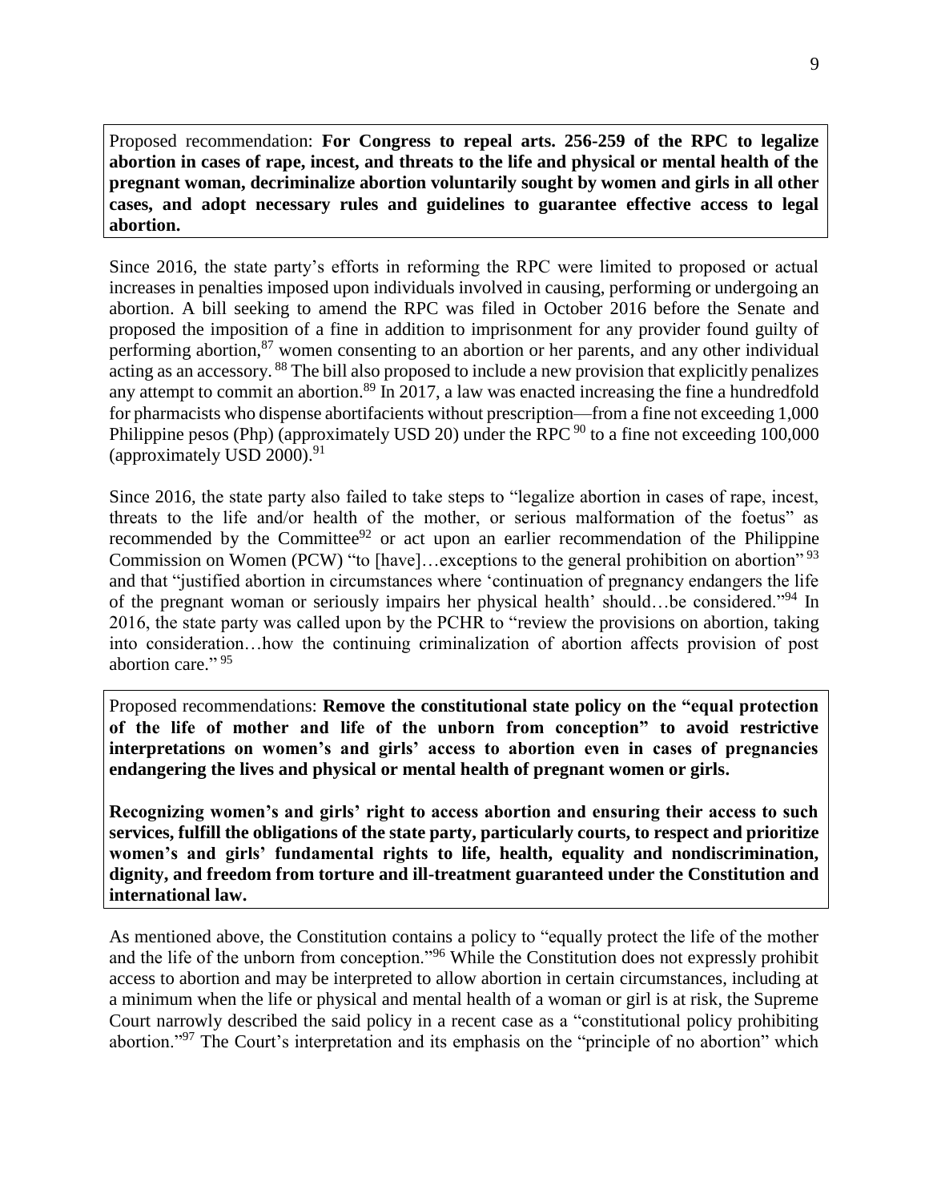Proposed recommendation: **For Congress to repeal arts. 256-259 of the RPC to legalize abortion in cases of rape, incest, and threats to the life and physical or mental health of the pregnant woman, decriminalize abortion voluntarily sought by women and girls in all other cases, and adopt necessary rules and guidelines to guarantee effective access to legal abortion.**

Since 2016, the state party's efforts in reforming the RPC were limited to proposed or actual increases in penalties imposed upon individuals involved in causing, performing or undergoing an abortion. A bill seeking to amend the RPC was filed in October 2016 before the Senate and proposed the imposition of a fine in addition to imprisonment for any provider found guilty of performing abortion,[87] women consenting to an abortion or her parents, and any other individual acting as an accessory.[88] The bill also proposed to include a new provision that explicitly penalizes any attempt to commit an abortion.[89] In 2017, a law was enacted increasing the fine a hundredfold for pharmacists who dispense abortifacients without prescription—from a fine not exceeding 1,000 Philippine pesos (Php) (approximately USD 20) under the RPC[90] to a fine not exceeding 100,000 (approximately USD 2000).[91]

Since 2016, the state party also failed to take steps to "legalize abortion in cases of rape, incest, threats to the life and/or health of the mother, or serious malformation of the foetus" as recommended by the Committee[92] or act upon an earlier recommendation of the Philippine Commission on Women (PCW) "to [have]…exceptions to the general prohibition on abortion"[93] and that "justified abortion in circumstances where 'continuation of pregnancy endangers the life of the pregnant woman or seriously impairs her physical health' should…be considered."[94] In 2016, the state party was called upon by the PCHR to "review the provisions on abortion, taking into consideration…how the continuing criminalization of abortion affects provision of post abortion care."[95]

Proposed recommendations: **Remove the constitutional state policy on the "equal protection of the life of mother and life of the unborn from conception" to avoid restrictive interpretations on women's and girls' access to abortion even in cases of pregnancies endangering the lives and physical or mental health of pregnant women or girls.**

**Recognizing women's and girls' right to access abortion and ensuring their access to such services, fulfill the obligations of the state party, particularly courts, to respect and prioritize women's and girls' fundamental rights to life, health, equality and nondiscrimination, dignity, and freedom from torture and ill-treatment guaranteed under the Constitution and international law.**

As mentioned above, the Constitution contains a policy to "equally protect the life of the mother and the life of the unborn from conception."[96] While the Constitution does not expressly prohibit access to abortion and may be interpreted to allow abortion in certain circumstances, including at a minimum when the life or physical and mental health of a woman or girl is at risk, the Supreme Court narrowly described the said policy in a recent case as a "constitutional policy prohibiting abortion."[97] The Court's interpretation and its emphasis on the "principle of no abortion" which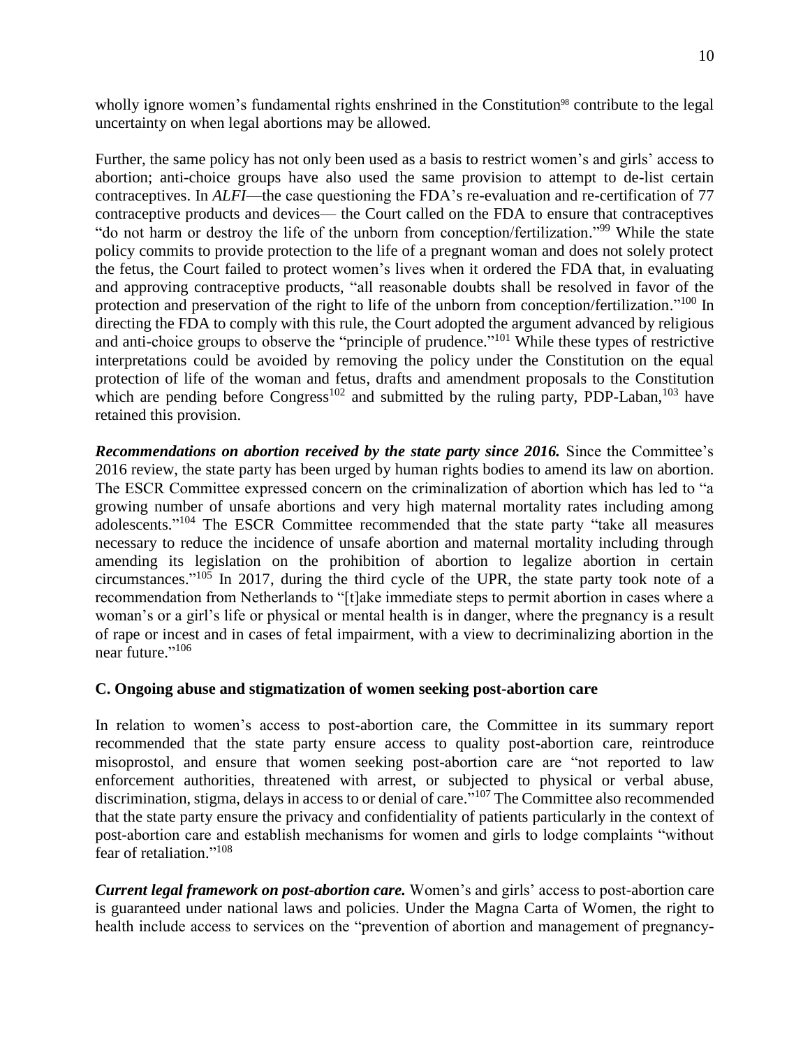wholly ignore women's fundamental rights enshrined in the Constitution[98] contribute to the legal uncertainty on when legal abortions may be allowed.

Further, the same policy has not only been used as a basis to restrict women's and girls' access to abortion; anti-choice groups have also used the same provision to attempt to de-list certain contraceptives. In *ALFI*—the case questioning the FDA's re-evaluation and re-certification of 77 contraceptive products and devices— the Court called on the FDA to ensure that contraceptives "do not harm or destroy the life of the unborn from conception/fertilization."[99] While the state policy commits to provide protection to the life of a pregnant woman and does not solely protect the fetus, the Court failed to protect women's lives when it ordered the FDA that, in evaluating and approving contraceptive products, "all reasonable doubts shall be resolved in favor of the protection and preservation of the right to life of the unborn from conception/fertilization."[100] In directing the FDA to comply with this rule, the Court adopted the argument advanced by religious and anti-choice groups to observe the "principle of prudence."[101] While these types of restrictive interpretations could be avoided by removing the policy under the Constitution on the equal protection of life of the woman and fetus, drafts and amendment proposals to the Constitution which are pending before Congress[102] and submitted by the ruling party, PDP-Laban,[103] have retained this provision.

***Recommendations on abortion received by the state party since 2016.*** Since the Committee's 2016 review, the state party has been urged by human rights bodies to amend its law on abortion. The ESCR Committee expressed concern on the criminalization of abortion which has led to "a growing number of unsafe abortions and very high maternal mortality rates including among adolescents."[104] The ESCR Committee recommended that the state party "take all measures necessary to reduce the incidence of unsafe abortion and maternal mortality including through amending its legislation on the prohibition of abortion to legalize abortion in certain circumstances."[105] In 2017, during the third cycle of the UPR, the state party took note of a recommendation from Netherlands to "[t]ake immediate steps to permit abortion in cases where a woman's or a girl's life or physical or mental health is in danger, where the pregnancy is a result of rape or incest and in cases of fetal impairment, with a view to decriminalizing abortion in the near future."[106]

### C. Ongoing abuse and stigmatization of women seeking post-abortion care

In relation to women's access to post-abortion care, the Committee in its summary report recommended that the state party ensure access to quality post-abortion care, reintroduce misoprostol, and ensure that women seeking post-abortion care are "not reported to law enforcement authorities, threatened with arrest, or subjected to physical or verbal abuse, discrimination, stigma, delays in access to or denial of care."[107] The Committee also recommended that the state party ensure the privacy and confidentiality of patients particularly in the context of post-abortion care and establish mechanisms for women and girls to lodge complaints "without fear of retaliation."[108]

***Current legal framework on post-abortion care.*** Women's and girls' access to post-abortion care is guaranteed under national laws and policies. Under the Magna Carta of Women, the right to health include access to services on the "prevention of abortion and management of pregnancy-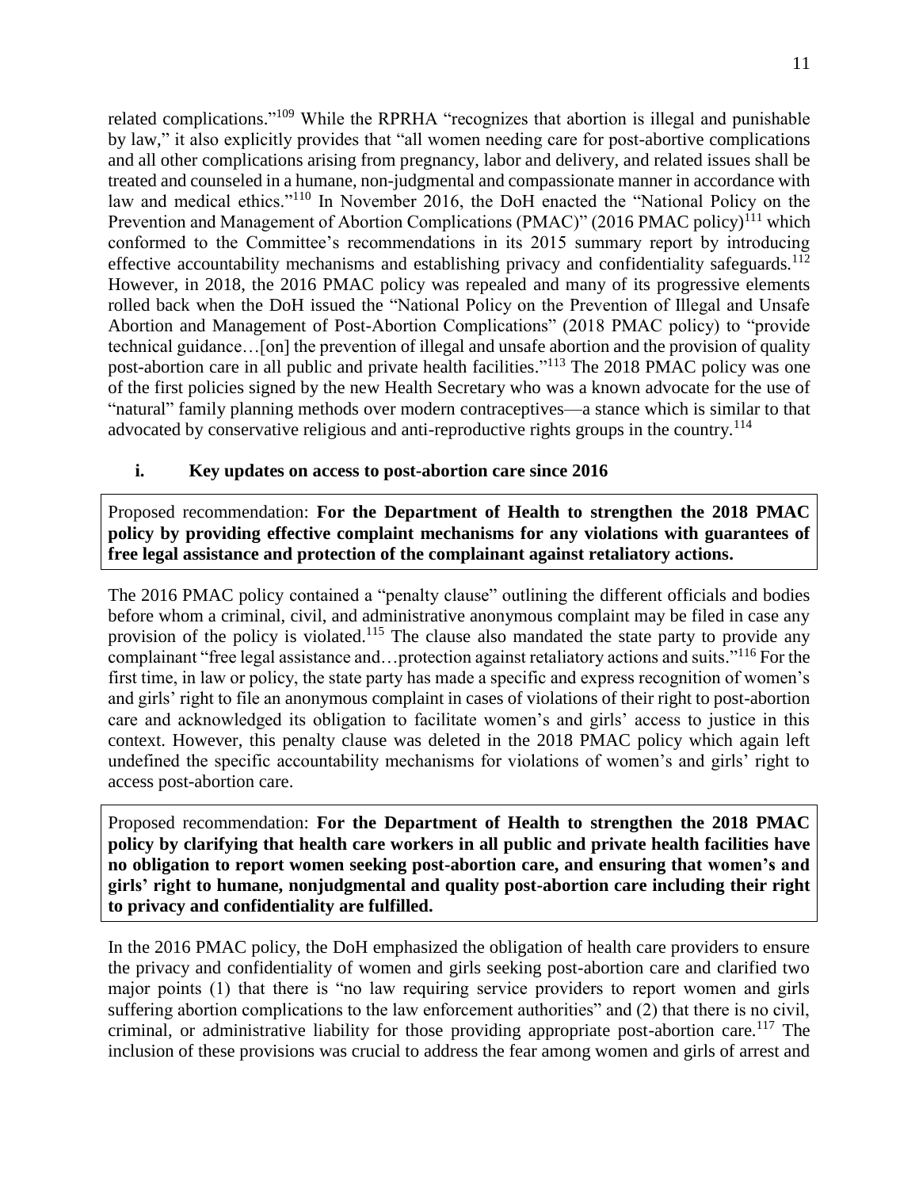related complications."[109] While the RPRHA "recognizes that abortion is illegal and punishable by law," it also explicitly provides that "all women needing care for post-abortive complications and all other complications arising from pregnancy, labor and delivery, and related issues shall be treated and counseled in a humane, non-judgmental and compassionate manner in accordance with law and medical ethics."[110] In November 2016, the DoH enacted the "National Policy on the Prevention and Management of Abortion Complications (PMAC)" (2016 PMAC policy)[111] which conformed to the Committee's recommendations in its 2015 summary report by introducing effective accountability mechanisms and establishing privacy and confidentiality safeguards.[112] However, in 2018, the 2016 PMAC policy was repealed and many of its progressive elements rolled back when the DoH issued the "National Policy on the Prevention of Illegal and Unsafe Abortion and Management of Post-Abortion Complications" (2018 PMAC policy) to "provide technical guidance…[on] the prevention of illegal and unsafe abortion and the provision of quality post-abortion care in all public and private health facilities."[113] The 2018 PMAC policy was one of the first policies signed by the new Health Secretary who was a known advocate for the use of "natural" family planning methods over modern contraceptives—a stance which is similar to that advocated by conservative religious and anti-reproductive rights groups in the country.[114]

### i. Key updates on access to post-abortion care since 2016

Proposed recommendation: **For the Department of Health to strengthen the 2018 PMAC policy by providing effective complaint mechanisms for any violations with guarantees of free legal assistance and protection of the complainant against retaliatory actions.**

The 2016 PMAC policy contained a "penalty clause" outlining the different officials and bodies before whom a criminal, civil, and administrative anonymous complaint may be filed in case any provision of the policy is violated.[115] The clause also mandated the state party to provide any complainant "free legal assistance and…protection against retaliatory actions and suits."[116] For the first time, in law or policy, the state party has made a specific and express recognition of women's and girls' right to file an anonymous complaint in cases of violations of their right to post-abortion care and acknowledged its obligation to facilitate women's and girls' access to justice in this context. However, this penalty clause was deleted in the 2018 PMAC policy which again left undefined the specific accountability mechanisms for violations of women's and girls' right to access post-abortion care.

Proposed recommendation: **For the Department of Health to strengthen the 2018 PMAC policy by clarifying that health care workers in all public and private health facilities have no obligation to report women seeking post-abortion care, and ensuring that women's and girls' right to humane, nonjudgmental and quality post-abortion care including their right to privacy and confidentiality are fulfilled.**

In the 2016 PMAC policy, the DoH emphasized the obligation of health care providers to ensure the privacy and confidentiality of women and girls seeking post-abortion care and clarified two major points (1) that there is "no law requiring service providers to report women and girls suffering abortion complications to the law enforcement authorities" and (2) that there is no civil, criminal, or administrative liability for those providing appropriate post-abortion care.[117] The inclusion of these provisions was crucial to address the fear among women and girls of arrest and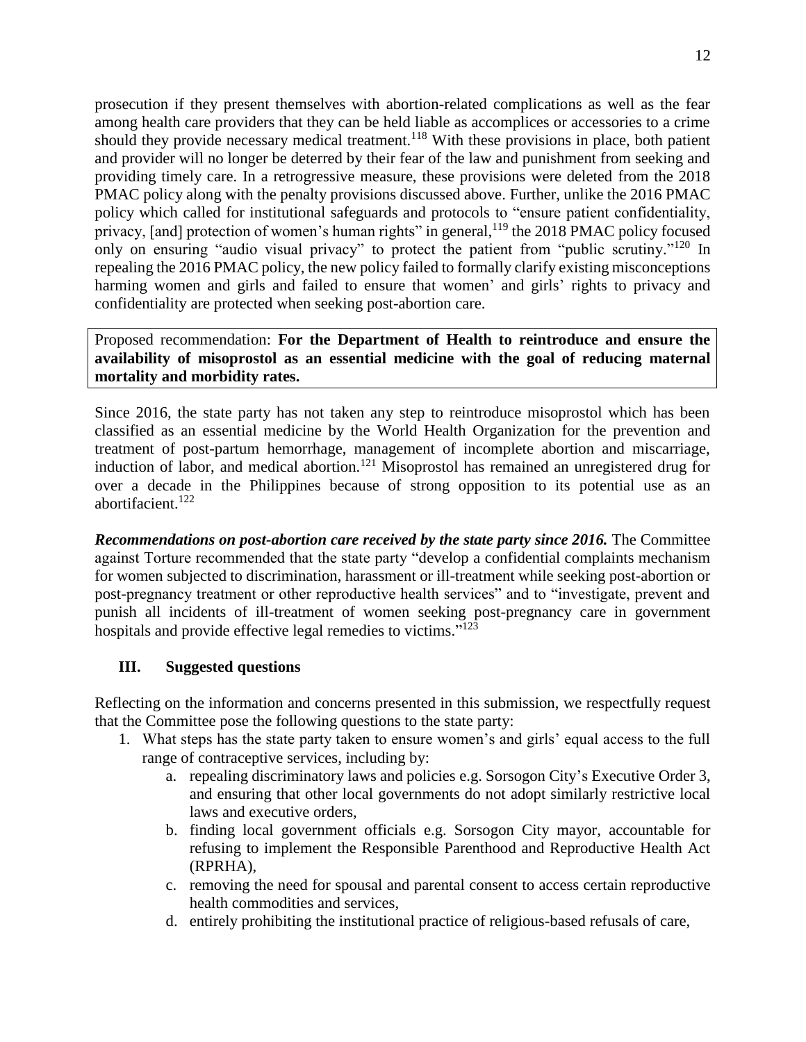prosecution if they present themselves with abortion-related complications as well as the fear among health care providers that they can be held liable as accomplices or accessories to a crime should they provide necessary medical treatment.[118] With these provisions in place, both patient and provider will no longer be deterred by their fear of the law and punishment from seeking and providing timely care. In a retrogressive measure, these provisions were deleted from the 2018 PMAC policy along with the penalty provisions discussed above. Further, unlike the 2016 PMAC policy which called for institutional safeguards and protocols to "ensure patient confidentiality, privacy, [and] protection of women's human rights" in general,[119] the 2018 PMAC policy focused only on ensuring "audio visual privacy" to protect the patient from "public scrutiny."[120] In repealing the 2016 PMAC policy, the new policy failed to formally clarify existing misconceptions harming women and girls and failed to ensure that women' and girls' rights to privacy and confidentiality are protected when seeking post-abortion care.

Proposed recommendation: **For the Department of Health to reintroduce and ensure the availability of misoprostol as an essential medicine with the goal of reducing maternal mortality and morbidity rates.**

Since 2016, the state party has not taken any step to reintroduce misoprostol which has been classified as an essential medicine by the World Health Organization for the prevention and treatment of post-partum hemorrhage, management of incomplete abortion and miscarriage, induction of labor, and medical abortion.[121] Misoprostol has remained an unregistered drug for over a decade in the Philippines because of strong opposition to its potential use as an abortifacient.[122]

***Recommendations on post-abortion care received by the state party since 2016.*** The Committee against Torture recommended that the state party "develop a confidential complaints mechanism for women subjected to discrimination, harassment or ill-treatment while seeking post-abortion or post-pregnancy treatment or other reproductive health services" and to "investigate, prevent and punish all incidents of ill-treatment of women seeking post-pregnancy care in government hospitals and provide effective legal remedies to victims."[123]

## III. Suggested questions

Reflecting on the information and concerns presented in this submission, we respectfully request that the Committee pose the following questions to the state party:

1. What steps has the state party taken to ensure women's and girls' equal access to the full range of contraceptive services, including by:
   a. repealing discriminatory laws and policies e.g. Sorsogon City's Executive Order 3, and ensuring that other local governments do not adopt similarly restrictive local laws and executive orders,
   b. finding local government officials e.g. Sorsogon City mayor, accountable for refusing to implement the Responsible Parenthood and Reproductive Health Act (RPRHA),
   c. removing the need for spousal and parental consent to access certain reproductive health commodities and services,
   d. entirely prohibiting the institutional practice of religious-based refusals of care,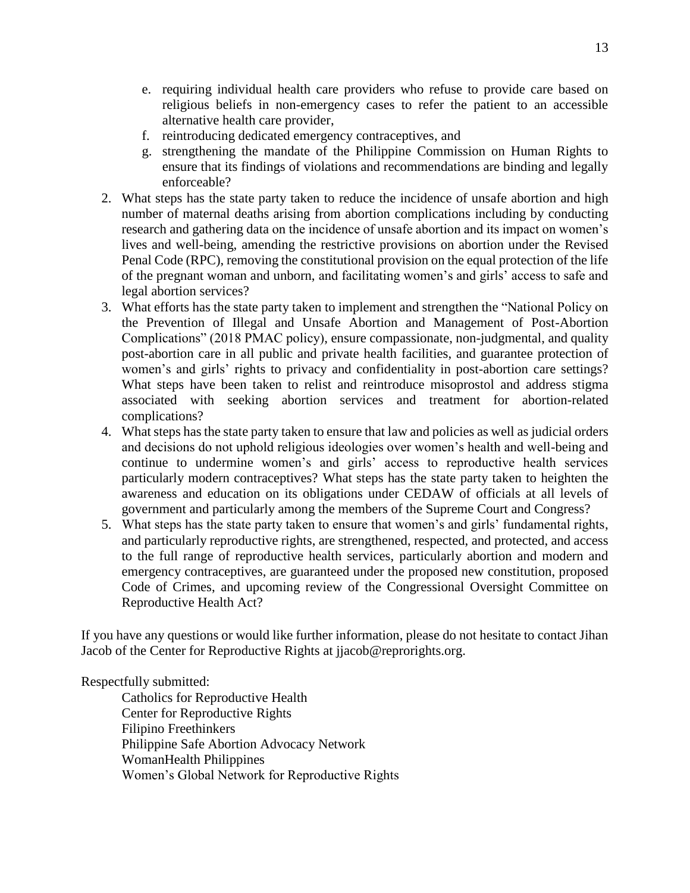e. requiring individual health care providers who refuse to provide care based on religious beliefs in non-emergency cases to refer the patient to an accessible alternative health care provider,
f. reintroducing dedicated emergency contraceptives, and
g. strengthening the mandate of the Philippine Commission on Human Rights to ensure that its findings of violations and recommendations are binding and legally enforceable?

2. What steps has the state party taken to reduce the incidence of unsafe abortion and high number of maternal deaths arising from abortion complications including by conducting research and gathering data on the incidence of unsafe abortion and its impact on women's lives and well-being, amending the restrictive provisions on abortion under the Revised Penal Code (RPC), removing the constitutional provision on the equal protection of the life of the pregnant woman and unborn, and facilitating women's and girls' access to safe and legal abortion services?
3. What efforts has the state party taken to implement and strengthen the "National Policy on the Prevention of Illegal and Unsafe Abortion and Management of Post-Abortion Complications" (2018 PMAC policy), ensure compassionate, non-judgmental, and quality post-abortion care in all public and private health facilities, and guarantee protection of women's and girls' rights to privacy and confidentiality in post-abortion care settings? What steps have been taken to relist and reintroduce misoprostol and address stigma associated with seeking abortion services and treatment for abortion-related complications?
4. What steps has the state party taken to ensure that law and policies as well as judicial orders and decisions do not uphold religious ideologies over women's health and well-being and continue to undermine women's and girls' access to reproductive health services particularly modern contraceptives? What steps has the state party taken to heighten the awareness and education on its obligations under CEDAW of officials at all levels of government and particularly among the members of the Supreme Court and Congress?
5. What steps has the state party taken to ensure that women's and girls' fundamental rights, and particularly reproductive rights, are strengthened, respected, and protected, and access to the full range of reproductive health services, particularly abortion and modern and emergency contraceptives, are guaranteed under the proposed new constitution, proposed Code of Crimes, and upcoming review of the Congressional Oversight Committee on Reproductive Health Act?

If you have any questions or would like further information, please do not hesitate to contact Jihan Jacob of the Center for Reproductive Rights at jjacob@reprorights.org.

Respectfully submitted:

Catholics for Reproductive Health
Center for Reproductive Rights
Filipino Freethinkers
Philippine Safe Abortion Advocacy Network
WomanHealth Philippines
Women's Global Network for Reproductive Rights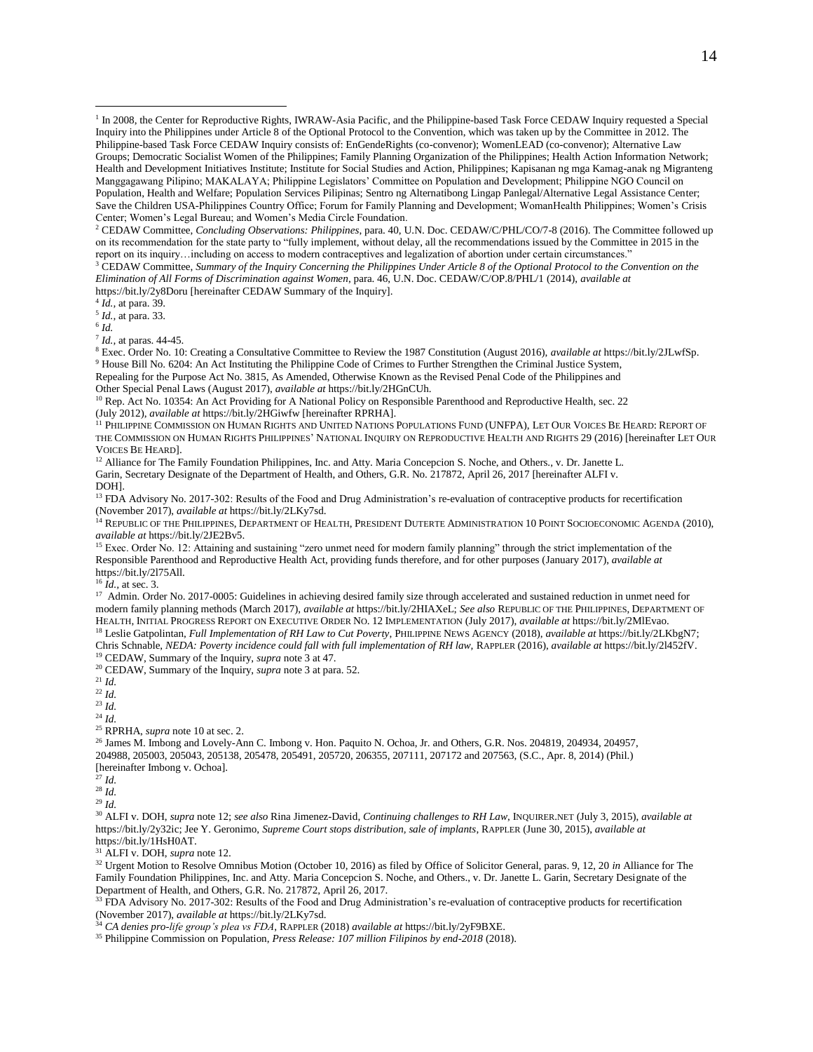[1] In 2008, the Center for Reproductive Rights, IWRAW-Asia Pacific, and the Philippine-based Task Force CEDAW Inquiry requested a Special Inquiry into the Philippines under Article 8 of the Optional Protocol to the Convention, which was taken up by the Committee in 2012. The Philippine-based Task Force CEDAW Inquiry consists of: EnGendeRights (co-convenor); WomenLEAD (co-convenor); Alternative Law Groups; Democratic Socialist Women of the Philippines; Family Planning Organization of the Philippines; Health Action Information Network; Health and Development Initiatives Institute; Institute for Social Studies and Action, Philippines; Kapisanan ng mga Kamag-anak ng Migranteng Manggagawang Pilipino; MAKALAYA; Philippine Legislators' Committee on Population and Development; Philippine NGO Council on Population, Health and Welfare; Population Services Pilipinas; Sentro ng Alternatibong Lingap Panlegal/Alternative Legal Assistance Center; Save the Children USA-Philippines Country Office; Forum for Family Planning and Development; WomanHealth Philippines; Women's Crisis Center; Women's Legal Bureau; and Women's Media Circle Foundation.

[2] CEDAW Committee, *Concluding Observations: Philippines*, para. 40, U.N. Doc. CEDAW/C/PHL/CO/7-8 (2016). The Committee followed up on its recommendation for the state party to "fully implement, without delay, all the recommendations issued by the Committee in 2015 in the report on its inquiry…including on access to modern contraceptives and legalization of abortion under certain circumstances."

[3] CEDAW Committee, *Summary of the Inquiry Concerning the Philippines Under Article 8 of the Optional Protocol to the Convention on the Elimination of All Forms of Discrimination against Women*, para. 46, U.N. Doc. CEDAW/C/OP.8/PHL/1 (2014), *available at* https://bit.ly/2y8Doru [hereinafter CEDAW Summary of the Inquiry].

[4] *Id.*, at para. 39.

[5] *Id.*, at para. 33.

[6] *Id.*

[7] *Id.*, at paras. 44-45.

[8] Exec. Order No. 10: Creating a Consultative Committee to Review the 1987 Constitution (August 2016), *available at* https://bit.ly/2JLwfSp.

[9] House Bill No. 6204: An Act Instituting the Philippine Code of Crimes to Further Strengthen the Criminal Justice System, Repealing for the Purpose Act No. 3815, As Amended, Otherwise Known as the Revised Penal Code of the Philippines and Other Special Penal Laws (August 2017), *available at* https://bit.ly/2HGnCUh.

[10] Rep. Act No. 10354: An Act Providing for A National Policy on Responsible Parenthood and Reproductive Health, sec. 22 (July 2012), *available at* https://bit.ly/2HGiwfw [hereinafter RPRHA].

[11] PHILIPPINE COMMISSION ON HUMAN RIGHTS AND UNITED NATIONS POPULATIONS FUND (UNFPA), LET OUR VOICES BE HEARD: REPORT OF THE COMMISSION ON HUMAN RIGHTS PHILIPPINES' NATIONAL INQUIRY ON REPRODUCTIVE HEALTH AND RIGHTS 29 (2016) [hereinafter LET OUR VOICES BE HEARD].

[12] Alliance for The Family Foundation Philippines, Inc. and Atty. Maria Concepcion S. Noche, and Others., v. Dr. Janette L. Garin, Secretary Designate of the Department of Health, and Others, G.R. No. 217872, April 26, 2017 [hereinafter ALFI v. DOH].

[13] FDA Advisory No. 2017-302: Results of the Food and Drug Administration's re-evaluation of contraceptive products for recertification (November 2017), *available at* https://bit.ly/2LKy7sd.

[14] REPUBLIC OF THE PHILIPPINES, DEPARTMENT OF HEALTH, PRESIDENT DUTERTE ADMINISTRATION 10 POINT SOCIOECONOMIC AGENDA (2010), *available at* https://bit.ly/2JE2Bv5.

[15] Exec. Order No. 12: Attaining and sustaining "zero unmet need for modern family planning" through the strict implementation of the Responsible Parenthood and Reproductive Health Act, providing funds therefore, and for other purposes (January 2017), *available at* https://bit.ly/2l75All.

[16] *Id.*, at sec. 3.

[17] Admin. Order No. 2017-0005: Guidelines in achieving desired family size through accelerated and sustained reduction in unmet need for modern family planning methods (March 2017), *available at* https://bit.ly/2HIAXeL; *See also* REPUBLIC OF THE PHILIPPINES, DEPARTMENT OF HEALTH, INITIAL PROGRESS REPORT ON EXECUTIVE ORDER NO. 12 IMPLEMENTATION (July 2017), *available at* https://bit.ly/2MlEvao.

[18] Leslie Gatpolintan, *Full Implementation of RH Law to Cut Poverty*, PHILIPPINE NEWS AGENCY (2018), *available at* https://bit.ly/2LKbgN7; Chris Schnable, *NEDA: Poverty incidence could fall with full implementation of RH law*, RAPPLER (2016), *available at* https://bit.ly/2l452fV.

[19] CEDAW, Summary of the Inquiry, *supra* note 3 at 47.

[20] CEDAW, Summary of the Inquiry, *supra* note 3 at para. 52.

[21] *Id.*

[22] *Id.*

[23] *Id.*

[24] *Id.*

[25] RPRHA, *supra* note 10 at sec. 2.

[26] James M. Imbong and Lovely-Ann C. Imbong v. Hon. Paquito N. Ochoa, Jr. and Others, G.R. Nos. 204819, 204934, 204957, 204988, 205003, 205043, 205138, 205478, 205491, 205720, 206355, 207111, 207172 and 207563, (S.C., Apr. 8, 2014) (Phil.) [hereinafter Imbong v. Ochoa].

[27] *Id.*

[28] *Id.*

[29] *Id.*

[30] ALFI v. DOH, *supra* note 12; *see also* Rina Jimenez-David, *Continuing challenges to RH Law*, INQUIRER.NET (July 3, 2015), *available at* https://bit.ly/2y32ic; Jee Y. Geronimo, *Supreme Court stops distribution, sale of implants*, RAPPLER (June 30, 2015), *available at* https://bit.ly/1HsH0AT.

[31] ALFI v. DOH, *supra* note 12.

[32] Urgent Motion to Resolve Omnibus Motion (October 10, 2016) as filed by Office of Solicitor General, paras. 9, 12, 20 *in* Alliance for The Family Foundation Philippines, Inc. and Atty. Maria Concepcion S. Noche, and Others., v. Dr. Janette L. Garin, Secretary Designate of the Department of Health, and Others, G.R. No. 217872, April 26, 2017.

[33] FDA Advisory No. 2017-302: Results of the Food and Drug Administration's re-evaluation of contraceptive products for recertification (November 2017), *available at* https://bit.ly/2LKy7sd.

[34] *CA denies pro-life group's plea vs FDA*, RAPPLER (2018) *available at* https://bit.ly/2yF9BXE.

[35] Philippine Commission on Population, *Press Release: 107 million Filipinos by end-2018* (2018).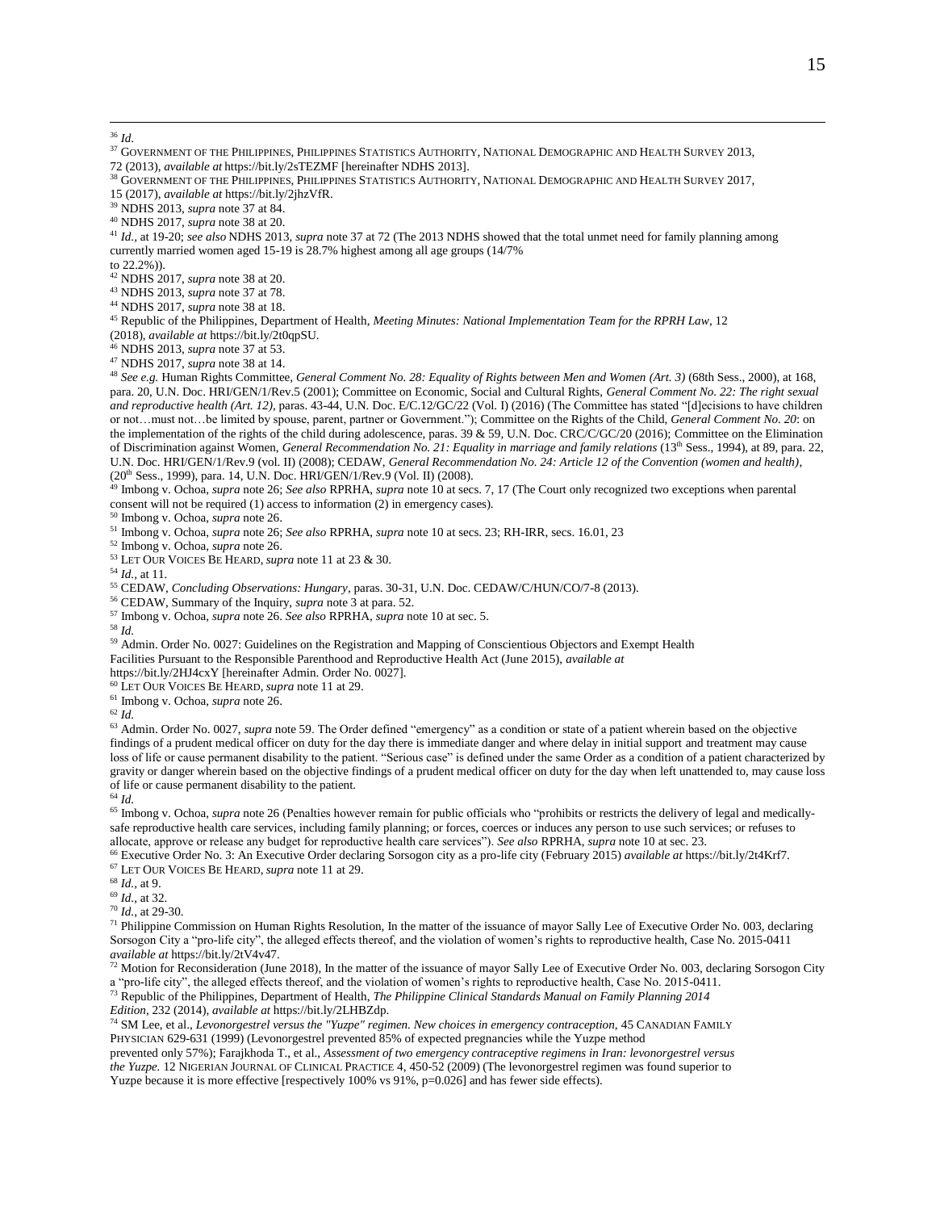[36] *Id.*

[37] GOVERNMENT OF THE PHILIPPINES, PHILIPPINES STATISTICS AUTHORITY, NATIONAL DEMOGRAPHIC AND HEALTH SURVEY 2013, 72 (2013), *available at* https://bit.ly/2sTEZMF [hereinafter NDHS 2013].

[38] GOVERNMENT OF THE PHILIPPINES, PHILIPPINES STATISTICS AUTHORITY, NATIONAL DEMOGRAPHIC AND HEALTH SURVEY 2017, 15 (2017), *available at* https://bit.ly/2jhzVfR.

[39] NDHS 2013, *supra* note 37 at 84.

[40] NDHS 2017, *supra* note 38 at 20.

[41] *Id.*, at 19-20; *see also* NDHS 2013, *supra* note 37 at 72 (The 2013 NDHS showed that the total unmet need for family planning among currently married women aged 15-19 is 28.7% highest among all age groups (14/7% to 22.2%)).

[42] NDHS 2017, *supra* note 38 at 20.

[43] NDHS 2013, *supra* note 37 at 78.

[44] NDHS 2017, *supra* note 38 at 18.

[45] Republic of the Philippines, Department of Health, *Meeting Minutes: National Implementation Team for the RPRH Law*, 12 (2018), *available at* https://bit.ly/2t0qpSU.

[46] NDHS 2013, *supra* note 37 at 53.

[47] NDHS 2017, *supra* note 38 at 14.

[48] *See e.g.* Human Rights Committee, *General Comment No. 28: Equality of Rights between Men and Women (Art. 3)* (68th Sess., 2000), at 168, para. 20, U.N. Doc. HRI/GEN/1/Rev.5 (2001); Committee on Economic, Social and Cultural Rights, *General Comment No. 22: The right sexual and reproductive health (Art. 12)*, paras. 43-44, U.N. Doc. E/C.12/GC/22 (Vol. I) (2016) (The Committee has stated "[d]ecisions to have children or not…must not…be limited by spouse, parent, partner or Government."); Committee on the Rights of the Child, *General Comment No. 20*: on the implementation of the rights of the child during adolescence, paras. 39 & 59, U.N. Doc. CRC/C/GC/20 (2016); Committee on the Elimination of Discrimination against Women, *General Recommendation No. 21: Equality in marriage and family relations* (13th Sess., 1994), at 89, para. 22, U.N. Doc. HRI/GEN/1/Rev.9 (vol. II) (2008); CEDAW, *General Recommendation No. 24: Article 12 of the Convention (women and health)*, (20th Sess., 1999), para. 14, U.N. Doc. HRI/GEN/1/Rev.9 (Vol. II) (2008).

[49] Imbong v. Ochoa, *supra* note 26; *See also* RPRHA, *supra* note 10 at secs. 7, 17 (The Court only recognized two exceptions when parental consent will not be required (1) access to information (2) in emergency cases).

[50] Imbong v. Ochoa, *supra* note 26.

[51] Imbong v. Ochoa, *supra* note 26; *See also* RPRHA, *supra* note 10 at secs. 23; RH-IRR, secs. 16.01, 23

[52] Imbong v. Ochoa, *supra* note 26.

[53] LET OUR VOICES BE HEARD, *supra* note 11 at 23 & 30.

[54] *Id.*, at 11.

[55] CEDAW, *Concluding Observations: Hungary*, paras. 30-31, U.N. Doc. CEDAW/C/HUN/CO/7-8 (2013).

[56] CEDAW, Summary of the Inquiry, *supra* note 3 at para. 52.

[57] Imbong v. Ochoa, *supra* note 26. *See also* RPRHA, *supra* note 10 at sec. 5.

[58] *Id.*

[59] Admin. Order No. 0027: Guidelines on the Registration and Mapping of Conscientious Objectors and Exempt Health Facilities Pursuant to the Responsible Parenthood and Reproductive Health Act (June 2015), *available at* https://bit.ly/2HJ4cxY [hereinafter Admin. Order No. 0027].

[60] LET OUR VOICES BE HEARD, *supra* note 11 at 29.

[61] Imbong v. Ochoa, *supra* note 26.

[62] *Id.*

[63] Admin. Order No. 0027, *supra* note 59. The Order defined "emergency" as a condition or state of a patient wherein based on the objective findings of a prudent medical officer on duty for the day there is immediate danger and where delay in initial support and treatment may cause loss of life or cause permanent disability to the patient. "Serious case" is defined under the same Order as a condition of a patient characterized by gravity or danger wherein based on the objective findings of a prudent medical officer on duty for the day when left unattended to, may cause loss of life or cause permanent disability to the patient.

[64] *Id.*

[65] Imbong v. Ochoa, *supra* note 26 (Penalties however remain for public officials who "prohibits or restricts the delivery of legal and medically-safe reproductive health care services, including family planning; or forces, coerces or induces any person to use such services; or refuses to allocate, approve or release any budget for reproductive health care services"). *See also* RPRHA, *supra* note 10 at sec. 23.

[66] Executive Order No. 3: An Executive Order declaring Sorsogon city as a pro-life city (February 2015) *available at* https://bit.ly/2t4Krf7.

[67] LET OUR VOICES BE HEARD, *supra* note 11 at 29.

[68] *Id.*, at 9.

[69] *Id.*, at 32.

[70] *Id.*, at 29-30.

[71] Philippine Commission on Human Rights Resolution, In the matter of the issuance of mayor Sally Lee of Executive Order No. 003, declaring Sorsogon City a "pro-life city", the alleged effects thereof, and the violation of women's rights to reproductive health, Case No. 2015-0411 *available at* https://bit.ly/2tV4v47.

[72] Motion for Reconsideration (June 2018), In the matter of the issuance of mayor Sally Lee of Executive Order No. 003, declaring Sorsogon City a "pro-life city", the alleged effects thereof, and the violation of women's rights to reproductive health, Case No. 2015-0411.

[73] Republic of the Philippines, Department of Health, *The Philippine Clinical Standards Manual on Family Planning 2014 Edition*, 232 (2014), *available at* https://bit.ly/2LHBZdp.

[74] SM Lee, et al., *Levonorgestrel versus the "Yuzpe" regimen. New choices in emergency contraception*, 45 CANADIAN FAMILY PHYSICIAN 629-631 (1999) (Levonorgestrel prevented 85% of expected pregnancies while the Yuzpe method prevented only 57%); Farajkhoda T., et al., *Assessment of two emergency contraceptive regimens in Iran: levonorgestrel versus the Yuzpe.* 12 NIGERIAN JOURNAL OF CLINICAL PRACTICE 4, 450-52 (2009) (The levonorgestrel regimen was found superior to Yuzpe because it is more effective [respectively 100% vs 91%, $p=0.026$] and has fewer side effects).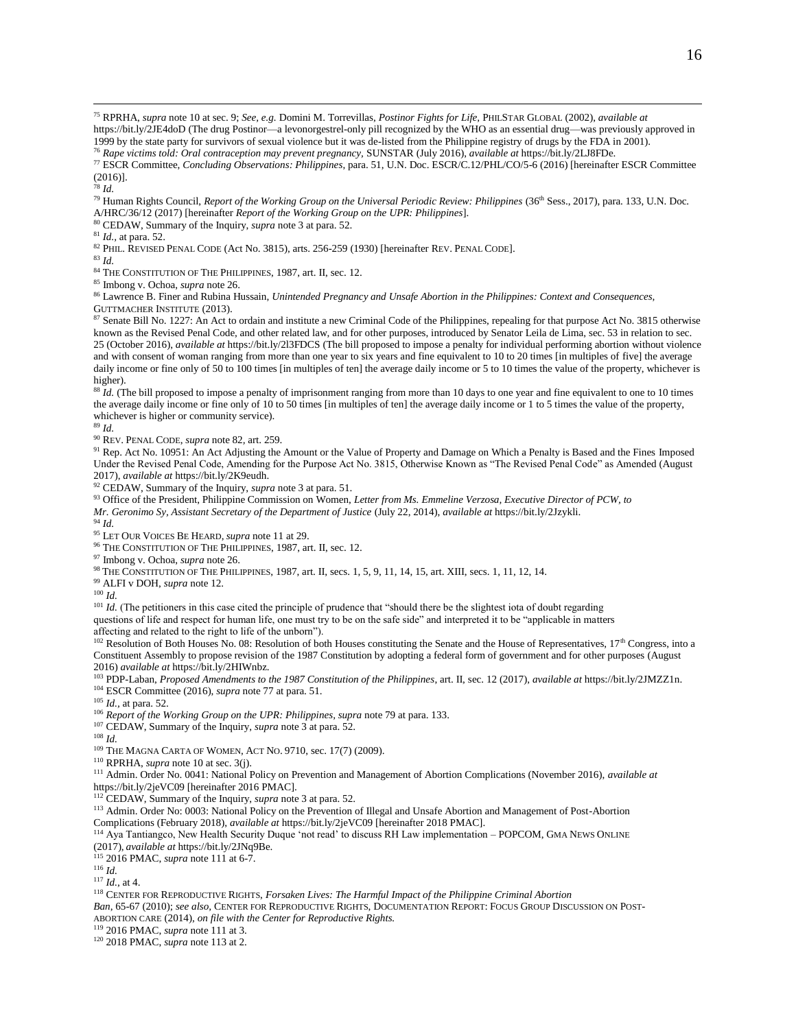[75] RPRHA, *supra* note 10 at sec. 9; *See, e.g.* Domini M. Torrevillas, *Postinor Fights for Life*, PHILSTAR GLOBAL (2002), *available at* https://bit.ly/2JE4doD (The drug Postinor—a levonorgestrel-only pill recognized by the WHO as an essential drug—was previously approved in 1999 by the state party for survivors of sexual violence but it was de-listed from the Philippine registry of drugs by the FDA in 2001).

[76] *Rape victims told: Oral contraception may prevent pregnancy*, SUNSTAR (July 2016), *available at* https://bit.ly/2LJ8FDe.

[77] ESCR Committee, *Concluding Observations: Philippines*, para. 51, U.N. Doc. ESCR/C.12/PHL/CO/5-6 (2016) [hereinafter ESCR Committee (2016)].

[78] *Id.*

[79] Human Rights Council, *Report of the Working Group on the Universal Periodic Review: Philippines* (36th Sess., 2017), para. 133, U.N. Doc. A/HRC/36/12 (2017) [hereinafter *Report of the Working Group on the UPR: Philippines*].

[80] CEDAW, Summary of the Inquiry, *supra* note 3 at para. 52.

[81] *Id.*, at para. 52.

[82] PHIL. REVISED PENAL CODE (Act No. 3815), arts. 256-259 (1930) [hereinafter REV. PENAL CODE].

[83] *Id.*

[84] THE CONSTITUTION OF THE PHILIPPINES, 1987, art. II, sec. 12.

[85] Imbong v. Ochoa, *supra* note 26.

[86] Lawrence B. Finer and Rubina Hussain, *Unintended Pregnancy and Unsafe Abortion in the Philippines: Context and Consequences*, GUTTMACHER INSTITUTE (2013).

[87] Senate Bill No. 1227: An Act to ordain and institute a new Criminal Code of the Philippines, repealing for that purpose Act No. 3815 otherwise known as the Revised Penal Code, and other related law, and for other purposes, introduced by Senator Leila de Lima, sec. 53 in relation to sec. 25 (October 2016), *available at* https://bit.ly/2l3FDCS (The bill proposed to impose a penalty for individual performing abortion without violence and with consent of woman ranging from more than one year to six years and fine equivalent to 10 to 20 times [in multiples of five] the average daily income or fine only of 50 to 100 times [in multiples of ten] the average daily income or 5 to 10 times the value of the property, whichever is higher).

[88] *Id.* (The bill proposed to impose a penalty of imprisonment ranging from more than 10 days to one year and fine equivalent to one to 10 times the average daily income or fine only of 10 to 50 times [in multiples of ten] the average daily income or 1 to 5 times the value of the property, whichever is higher or community service).

[89] *Id.*

[90] REV. PENAL CODE, *supra* note 82, art. 259.

[91] Rep. Act No. 10951: An Act Adjusting the Amount or the Value of Property and Damage on Which a Penalty is Based and the Fines Imposed Under the Revised Penal Code, Amending for the Purpose Act No. 3815, Otherwise Known as "The Revised Penal Code" as Amended (August 2017), *available at* https://bit.ly/2K9eudh.

[92] CEDAW, Summary of the Inquiry, *supra* note 3 at para. 51.

[93] Office of the President, Philippine Commission on Women, *Letter from Ms. Emmeline Verzosa, Executive Director of PCW, to Mr. Geronimo Sy, Assistant Secretary of the Department of Justice* (July 22, 2014), *available at* https://bit.ly/2Jzykli.

[94] *Id.*

[95] LET OUR VOICES BE HEARD, *supra* note 11 at 29.

[96] THE CONSTITUTION OF THE PHILIPPINES, 1987, art. II, sec. 12.

[97] Imbong v. Ochoa, *supra* note 26.

[98] THE CONSTITUTION OF THE PHILIPPINES, 1987, art. II, secs. 1, 5, 9, 11, 14, 15, art. XIII, secs. 1, 11, 12, 14.

[99] ALFI v DOH, *supra* note 12.

[100] *Id.*

[101] *Id.* (The petitioners in this case cited the principle of prudence that "should there be the slightest iota of doubt regarding questions of life and respect for human life, one must try to be on the safe side" and interpreted it to be "applicable in matters affecting and related to the right to life of the unborn").

[102] Resolution of Both Houses No. 08: Resolution of both Houses constituting the Senate and the House of Representatives, 17th Congress, into a Constituent Assembly to propose revision of the 1987 Constitution by adopting a federal form of government and for other purposes (August 2016) *available at* https://bit.ly/2HIWnbz.

[103] PDP-Laban, *Proposed Amendments to the 1987 Constitution of the Philippines*, art. II, sec. 12 (2017), *available at* https://bit.ly/2JMZZ1n.

[104] ESCR Committee (2016), *supra* note 77 at para. 51.

[105] *Id.*, at para. 52.

[106] *Report of the Working Group on the UPR: Philippines*, *supra* note 79 at para. 133.

[107] CEDAW, Summary of the Inquiry, *supra* note 3 at para. 52.

[108] *Id.*

[109] THE MAGNA CARTA OF WOMEN, ACT NO. 9710, sec. 17(7) (2009).

[110] RPRHA, *supra* note 10 at sec. 3(j).

[111] Admin. Order No. 0041: National Policy on Prevention and Management of Abortion Complications (November 2016), *available at* https://bit.ly/2jeVC09 [hereinafter 2016 PMAC].

[112] CEDAW, Summary of the Inquiry, *supra* note 3 at para. 52.

[113] Admin. Order No: 0003: National Policy on the Prevention of Illegal and Unsafe Abortion and Management of Post-Abortion Complications (February 2018), *available at* https://bit.ly/2jeVC09 [hereinafter 2018 PMAC].

[114] Aya Tantiangco, New Health Security Duque 'not read' to discuss RH Law implementation – POPCOM, GMA NEWS ONLINE (2017), *available at* https://bit.ly/2JNq9Be.

[115] 2016 PMAC, *supra* note 111 at 6-7.

[116] *Id.*

[117] *Id.*, at 4.

[118] CENTER FOR REPRODUCTIVE RIGHTS, *Forsaken Lives: The Harmful Impact of the Philippine Criminal Abortion Ban*, 65-67 (2010); *see also*, CENTER FOR REPRODUCTIVE RIGHTS, DOCUMENTATION REPORT: FOCUS GROUP DISCUSSION ON POST-ABORTION CARE (2014), *on file with the Center for Reproductive Rights.*

[119] 2016 PMAC, *supra* note 111 at 3.

[120] 2018 PMAC, *supra* note 113 at 2.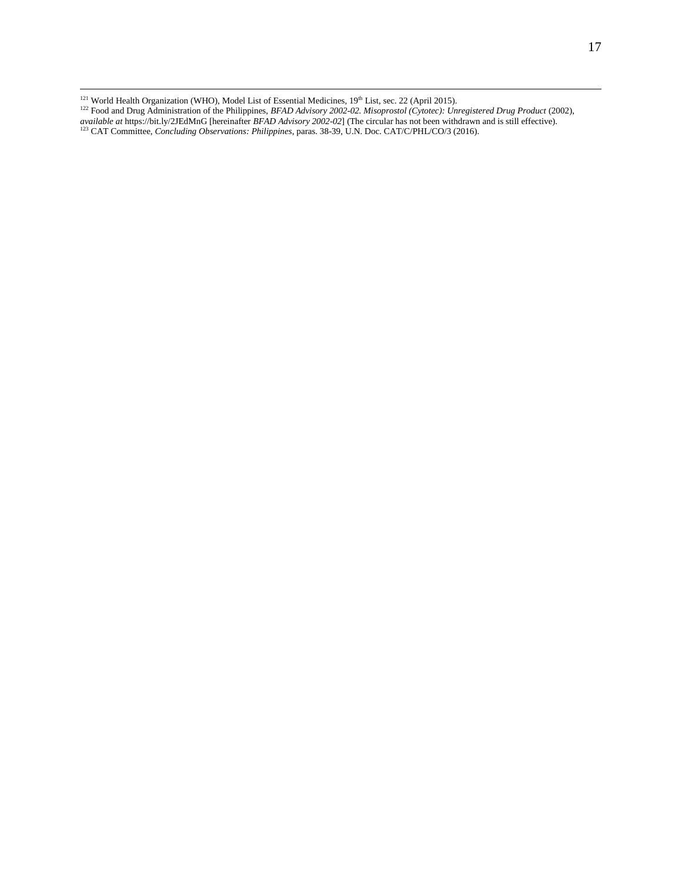[121] World Health Organization (WHO), Model List of Essential Medicines, 19th List, sec. 22 (April 2015).

[122] Food and Drug Administration of the Philippines, *BFAD Advisory 2002-02. Misoprostol (Cytotec): Unregistered Drug Product* (2002), *available at* https://bit.ly/2JEdMnG [hereinafter *BFAD Advisory 2002-02*] (The circular has not been withdrawn and is still effective).

[123] CAT Committee, *Concluding Observations: Philippines*, paras. 38-39, U.N. Doc. CAT/C/PHL/CO/3 (2016).